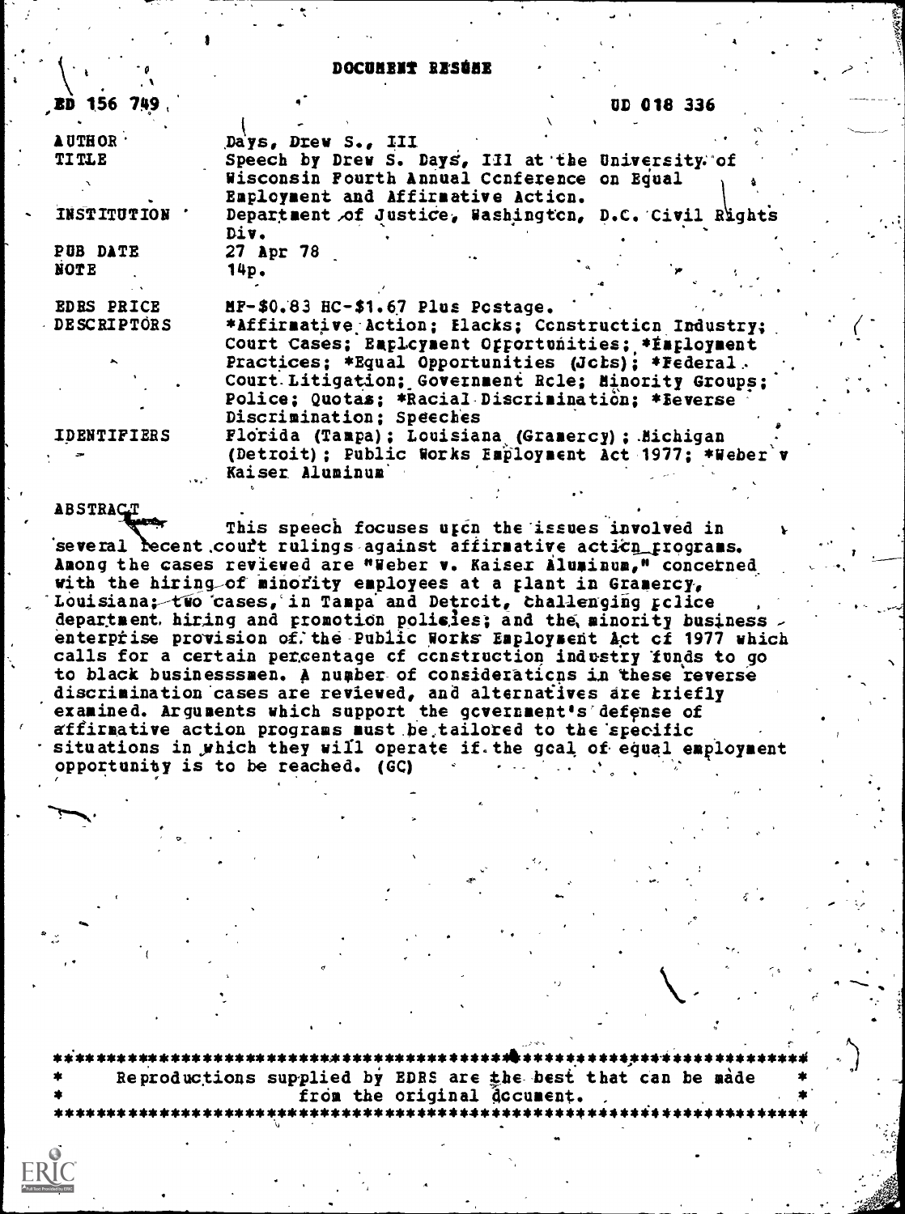# DOCUMENT RESUME

ED 156 749 UD 018 336

| | |
|---|---|
| AUTHOR | Days, Drew S., III |
| TITLE | Speech by Drew S. Days, III at the University of Wisconsin Fourth Annual Conference on Equal Employment and Affirmative Action. |
| INSTITUTION | Department of Justice, Washington, D.C. Civil Rights Div. |
| PUB DATE | 27 Apr 78 |
| NOTE | 14p. |
| EDRS PRICE | MF-$0.83 HC-$1.67 Plus Postage. |
| DESCRIPTORS | *Affirmative Action; Blacks; Construction Industry; Court Cases; Employment Opportunities; *Employment Practices; *Equal Opportunities (Jobs); *Federal Court Litigation; Government Role; Minority Groups; Police; Quotas; *Racial Discrimination; *Reverse Discrimination; Speeches |
| IDENTIFIERS | Florida (Tampa); Louisiana (Gramercy); Michigan (Detroit); Public Works Employment Act 1977; *Weber v Kaiser Aluminum |

ABSTRACT

This speech focuses upon the issues involved in several recent court rulings against affirmative action programs. Among the cases reviewed are "Weber v. Kaiser Aluminum," concerned with the hiring of minority employees at a plant in Gramercy, Louisiana; two cases, in Tampa and Detroit, challenging police department hiring and promotion policies; and the minority business enterprise provision of the Public Works Employment Act of 1977 which calls for a certain percentage of construction industry funds to go to black businesssmen. A number of considerations in these reverse discrimination cases are reviewed, and alternatives are briefly examined. Arguments which support the government's defense of affirmative action programs must be tailored to the specific situations in which they will operate if the goal of equal employment opportunity is to be reached. (GC)

---

Reproductions supplied by EDRS are the best that can be made from the original document.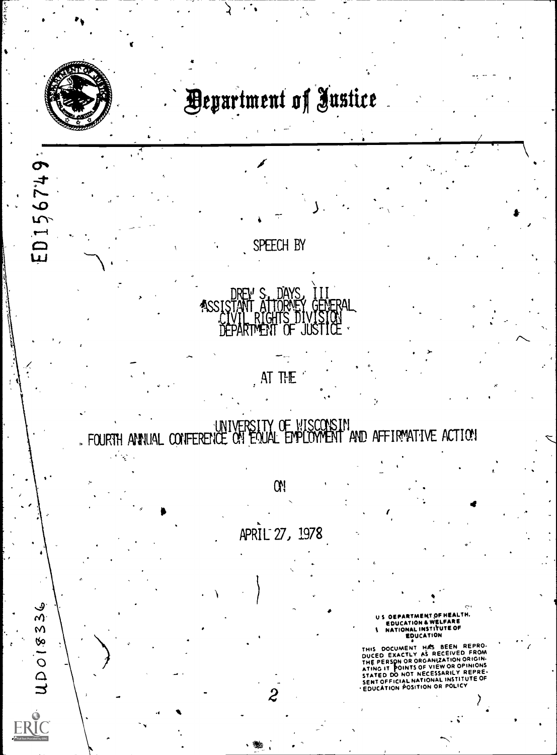# Department of Justice

SPEECH BY

DREW S. DAYS, III
ASSISTANT ATTORNEY GENERAL
CIVIL RIGHTS DIVISION
DEPARTMENT OF JUSTICE

AT THE

UNIVERSITY OF WISCONSIN
FOURTH ANNUAL CONFERENCE ON EQUAL EMPLOYMENT AND AFFIRMATIVE ACTION

ON

APRIL 27, 1978

ED156749

UD018336

U S DEPARTMENT OF HEALTH,
EDUCATION & WELFARE
NATIONAL INSTITUTE OF
EDUCATION

THIS DOCUMENT HAS BEEN REPRODUCED EXACTLY AS RECEIVED FROM THE PERSON OR ORGANIZATION ORIGINATING IT. POINTS OF VIEW OR OPINIONS STATED DO NOT NECESSARILY REPRESENT OFFICIAL NATIONAL INSTITUTE OF EDUCATION POSITION OR POLICY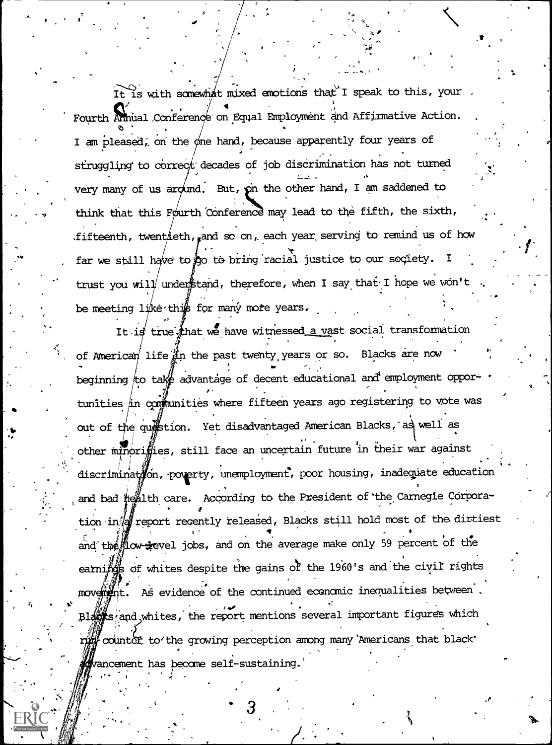It is with somewhat mixed emotions that I speak to this, your Fourth Annual Conference on Equal Employment and Affirmative Action. I am pleased, on the one hand, because apparently four years of struggling to correct decades of job discrimination has not turned very many of us around. But, on the other hand, I am saddened to think that this Fourth Conference may lead to the fifth, the sixth, fifteenth, twentieth, and so on, each year serving to remind us of how far we still have to go to bring racial justice to our society. I trust you will understand, therefore, when I say that I hope we won't be meeting like this for many more years.

It is true that we have witnessed a vast social transformation of American life in the past twenty years or so. Blacks are now beginning to take advantage of decent educational and employment opportunities in communities where fifteen years ago registering to vote was out of the question. Yet disadvantaged American Blacks, as well as other minorities, still face an uncertain future in their war against discrimination, poverty, unemployment, poor housing, inadequate education and bad health care. According to the President of the Carnegie Corporation in a report recently released, Blacks still hold most of the dirtiest and the low-level jobs, and on the average make only 59 percent of the earnings of whites despite the gains of the 1960's and the civil rights movement. As evidence of the continued economic inequalities between Blacks and whites, the report mentions several important figures which run counter to the growing perception among many Americans that black advancement has become self-sustaining.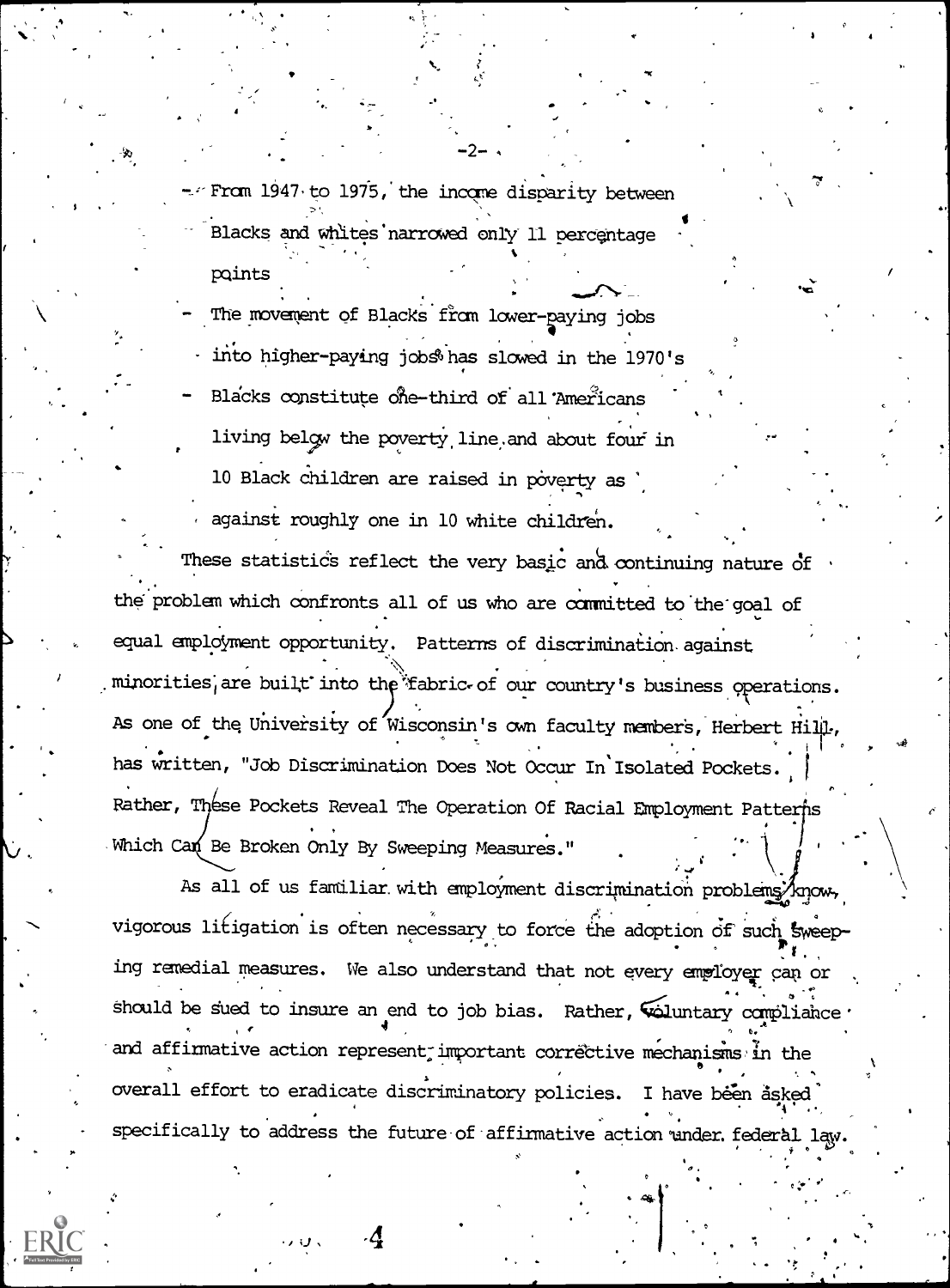- From 1947 to 1975, the income disparity between Blacks and whites narrowed only 11 percentage points
- The movement of Blacks from lower-paying jobs into higher-paying jobs has slowed in the 1970's
- Blacks constitute one-third of all Americans living below the poverty line and about four in 10 Black children are raised in poverty as against roughly one in 10 white children.

These statistics reflect the very basic and continuing nature of the problem which confronts all of us who are committed to the goal of equal employment opportunity. Patterns of discrimination against minorities are built into the fabric of our country's business operations. As one of the University of Wisconsin's own faculty members, Herbert Hill, has written, "Job Discrimination Does Not Occur In Isolated Pockets. Rather, These Pockets Reveal The Operation Of Racial Employment Patterns Which Can Be Broken Only By Sweeping Measures."

As all of us familiar with employment discrimination problems know, vigorous litigation is often necessary to force the adoption of such sweeping remedial measures. We also understand that not every employer can or should be sued to insure an end to job bias. Rather, voluntary compliance and affirmative action represent important corrective mechanisms in the overall effort to eradicate discriminatory policies. I have been asked specifically to address the future of affirmative action under federal law.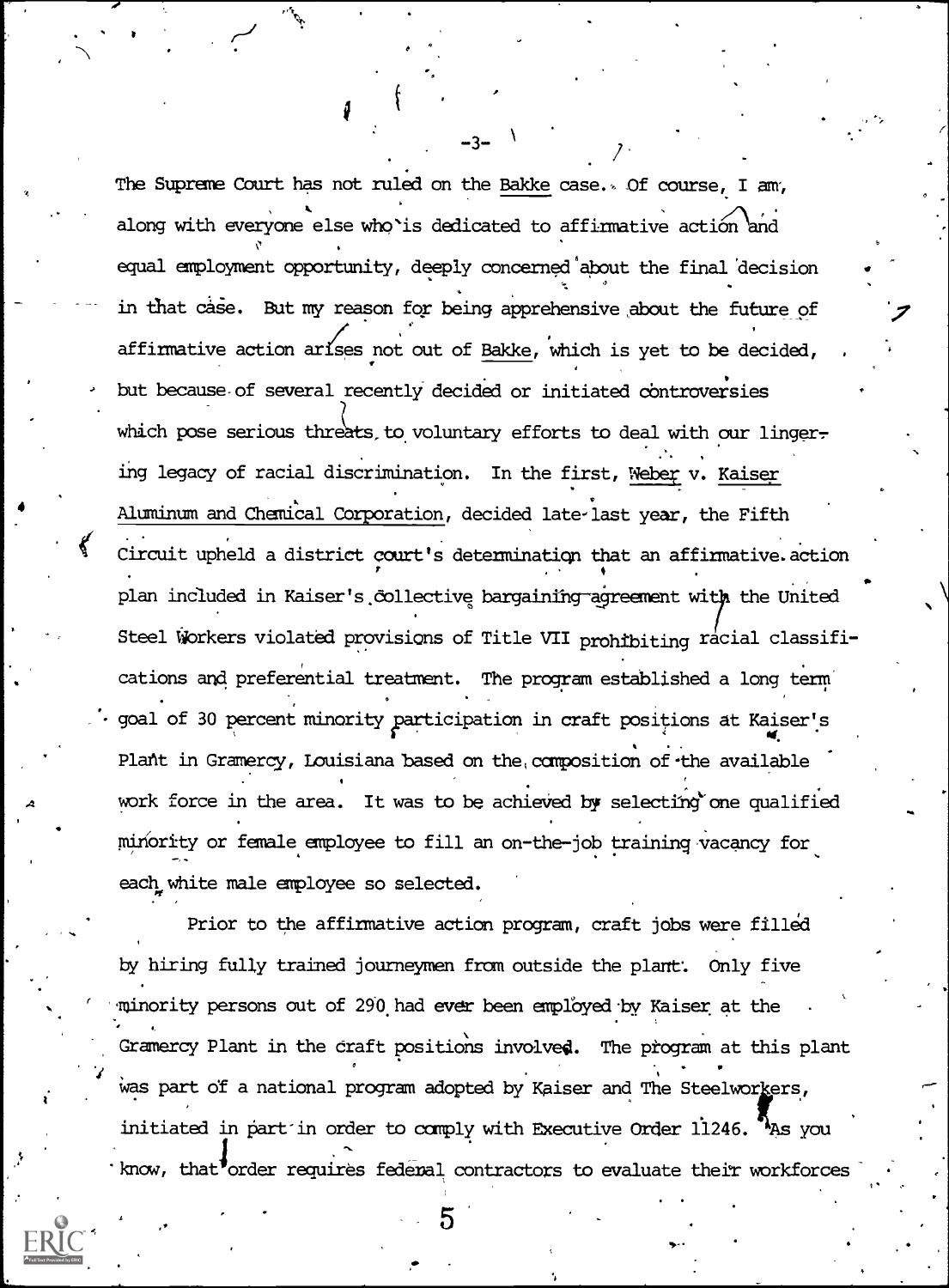The Supreme Court has not ruled on the Bakke case. Of course, I am, along with everyone else who is dedicated to affirmative action and equal employment opportunity, deeply concerned about the final decision in that case. But my reason for being apprehensive about the future of affirmative action arises not out of Bakke, which is yet to be decided, but because of several recently decided or initiated controversies which pose serious threats to voluntary efforts to deal with our lingering legacy of racial discrimination. In the first, Weber v. Kaiser Aluminum and Chemical Corporation, decided late last year, the Fifth Circuit upheld a district court's determination that an affirmative action plan included in Kaiser's collective bargaining agreement with the United Steel Workers violated provisions of Title VII prohibiting racial classifications and preferential treatment. The program established a long term goal of 30 percent minority participation in craft positions at Kaiser's Plant in Gramercy, Louisiana based on the composition of the available work force in the area. It was to be achieved by selecting one qualified minority or female employee to fill an on-the-job training vacancy for each white male employee so selected.

Prior to the affirmative action program, craft jobs were filled by hiring fully trained journeymen from outside the plant. Only five minority persons out of 290 had ever been employed by Kaiser at the Gramercy Plant in the craft positions involved. The program at this plant was part of a national program adopted by Kaiser and The Steelworkers, initiated in part in order to comply with Executive Order 11246. As you know, that order requires federal contractors to evaluate their workforces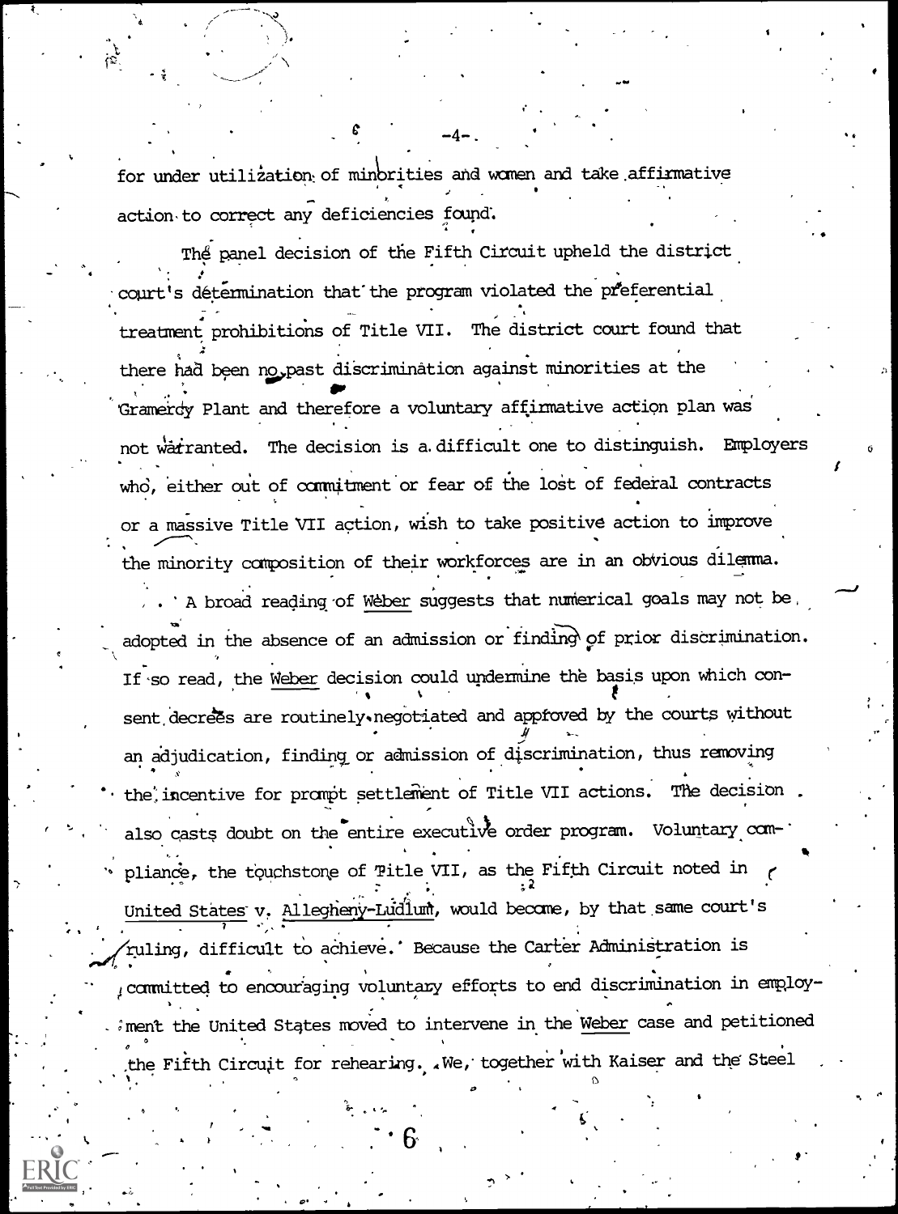for under utilization of minorities and women and take affirmative action to correct any deficiencies found.

The panel decision of the Fifth Circuit upheld the district court's determination that the program violated the preferential treatment prohibitions of Title VII. The district court found that there had been no past discrimination against minorities at the Gramercy Plant and therefore a voluntary affirmative action plan was not warranted. The decision is a difficult one to distinguish. Employers who, either out of commitment or fear of the lost of federal contracts or a massive Title VII action, wish to take positive action to improve the minority composition of their workforces are in an obvious dilemma.

A broad reading of *Weber* suggests that numerical goals may not be adopted in the absence of an admission or finding of prior discrimination. If so read, the *Weber* decision could undermine the basis upon which consent decrees are routinely negotiated and approved by the courts without an adjudication, finding or admission of discrimination, thus removing the incentive for prompt settlement of Title VII actions. The decision also casts doubt on the entire executive order program. Voluntary compliance, the touchstone of Title VII, as the Fifth Circuit noted in *United States v. Allegheny-Ludlum*,[2] would become, by that same court's ruling, difficult to achieve. Because the Carter Administration is committed to encouraging voluntary efforts to end discrimination in employment the United States moved to intervene in the *Weber* case and petitioned the Fifth Circuit for rehearing. We, together with Kaiser and the Steel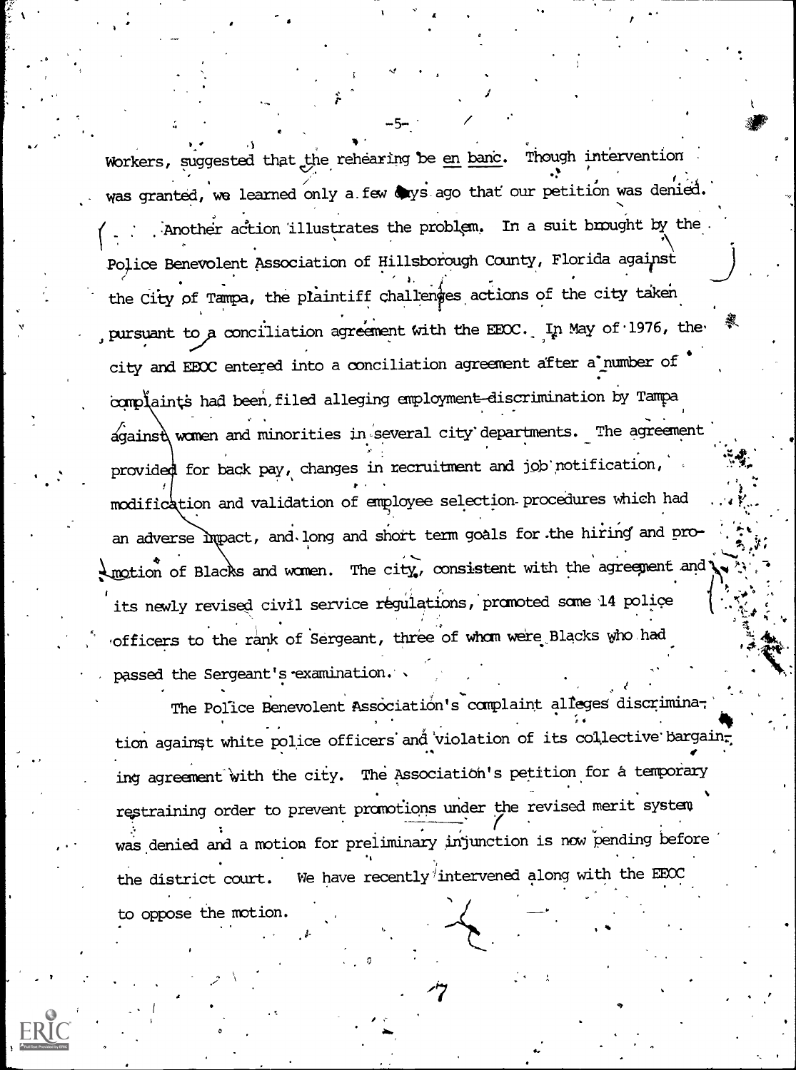Workers, suggested that the rehearing be *en banc*. Though intervention was granted, we learned only a few days ago that our petition was denied.

Another action illustrates the problem. In a suit brought by the Police Benevolent Association of Hillsborough County, Florida against the City of Tampa, the plaintiff challenges actions of the city taken pursuant to a conciliation agreement with the EEOC. In May of 1976, the city and EEOC entered into a conciliation agreement after a number of complaints had been filed alleging employment-discrimination by Tampa against women and minorities in several city departments. The agreement provided for back pay, changes in recruitment and job notification, modification and validation of employee selection procedures which had an adverse impact, and long and short term goals for the hiring and promotion of Blacks and women. The city, consistent with the agreement and its newly revised civil service regulations, promoted some 14 police officers to the rank of Sergeant, three of whom were Blacks who had passed the Sergeant's examination.

The Police Benevolent Association's complaint alleges discrimination against white police officers and violation of its collective bargaining agreement with the city. The Association's petition for a temporary restraining order to prevent promotions under the revised merit system was denied and a motion for preliminary injunction is now pending before the district court. We have recently intervened along with the EEOC to oppose the motion.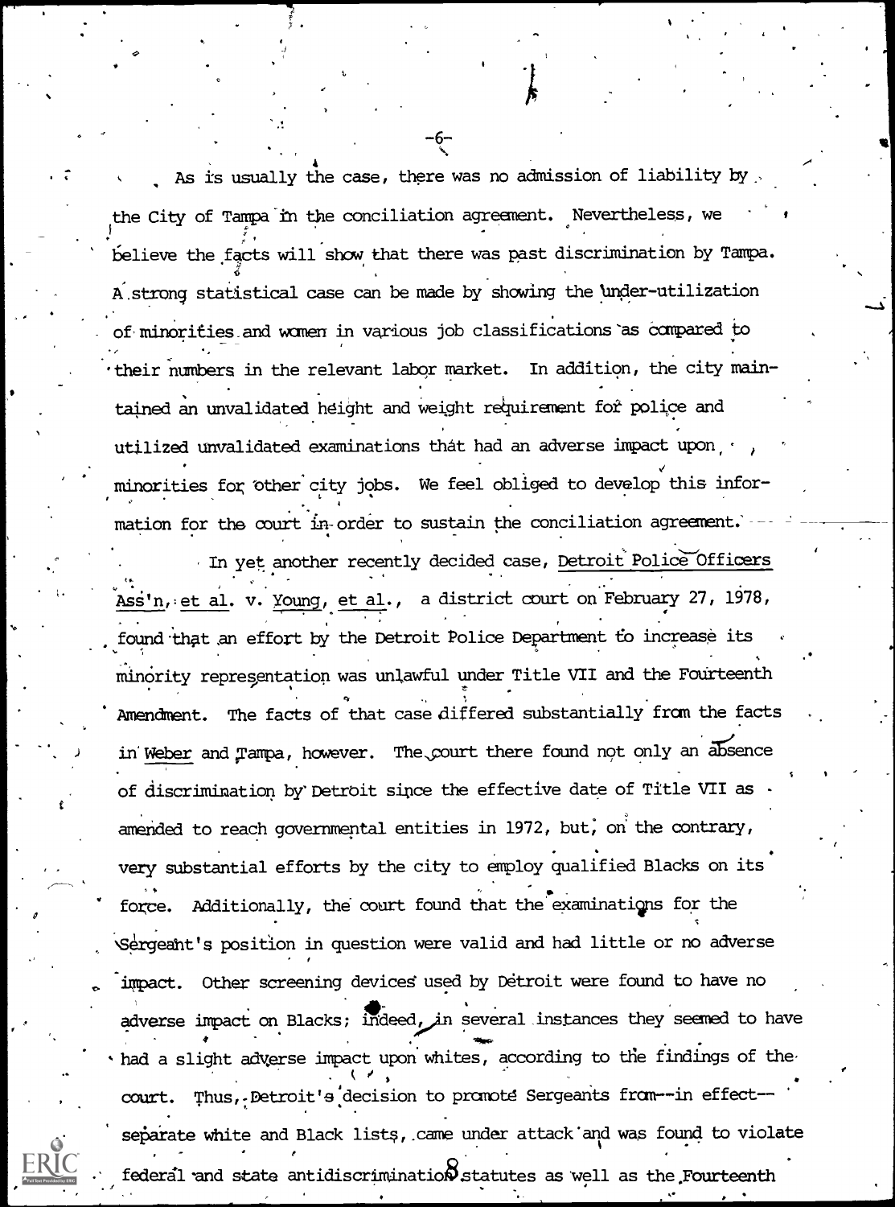As is usually the case, there was no admission of liability by the City of Tampa in the conciliation agreement. Nevertheless, we believe the facts will show that there was past discrimination by Tampa. A strong statistical case can be made by showing the under-utilization of minorities and women in various job classifications as compared to their numbers in the relevant labor market. In addition, the city maintained an unvalidated height and weight requirement for police and utilized unvalidated examinations that had an adverse impact upon minorities for other city jobs. We feel obliged to develop this information for the court in order to sustain the conciliation agreement.

In yet another recently decided case, Detroit Police Officers Ass'n, et al. v. Young, et al., a district court on February 27, 1978, found that an effort by the Detroit Police Department to increase its minority representation was unlawful under Title VII and the Fourteenth Amendment. The facts of that case differed substantially from the facts in Weber and Tampa, however. The court there found not only an absence of discrimination by Detroit since the effective date of Title VII as amended to reach governmental entities in 1972, but, on the contrary, very substantial efforts by the city to employ qualified Blacks on its force. Additionally, the court found that the examinations for the Sergeant's position in question were valid and had little or no adverse impact. Other screening devices used by Detroit were found to have no adverse impact on Blacks; indeed, in several instances they seemed to have had a slight adverse impact upon whites, according to the findings of the court. Thus, Detroit's decision to promote Sergeants from--in effect--separate white and Black lists, came under attack and was found to violate federal and state antidiscrimination statutes as well as the Fourteenth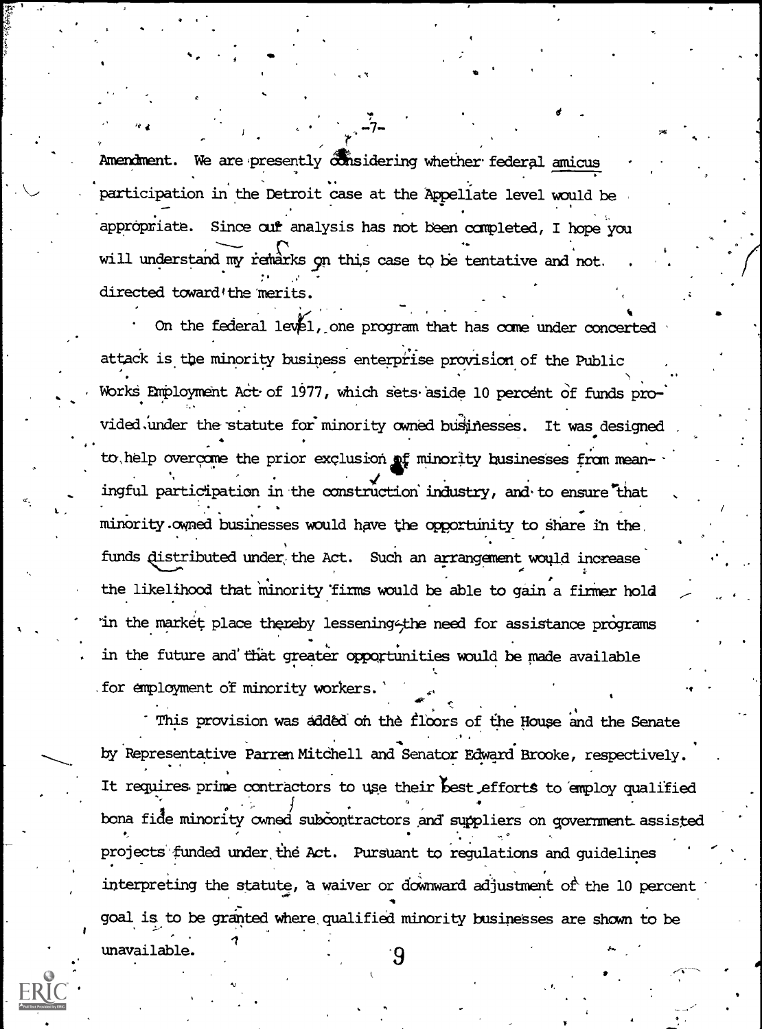Amendment. We are presently considering whether federal *amicus* participation in the Detroit case at the Appellate level would be appropriate. Since our analysis has not been completed, I hope you will understand my remarks on this case to be tentative and not directed toward the merits.

On the federal level, one program that has come under concerted attack is the minority business enterprise provision of the Public Works Employment Act of 1977, which sets aside 10 percent of funds provided under the statute for minority owned businesses. It was designed to help overcome the prior exclusion of minority businesses from meaningful participation in the construction industry, and to ensure that minority owned businesses would have the opportunity to share in the funds distributed under the Act. Such an arrangement would increase the likelihood that minority firms would be able to gain a firmer hold in the market place thereby lessening the need for assistance programs in the future and that greater opportunities would be made available for employment of minority workers.

This provision was added on the floors of the House and the Senate by Representative Parren Mitchell and Senator Edward Brooke, respectively. It requires prime contractors to use their best efforts to employ qualified bona fide minority owned subcontractors and suppliers on government assisted projects funded under the Act. Pursuant to regulations and guidelines interpreting the statute, a waiver or downward adjustment of the 10 percent goal is to be granted where qualified minority businesses are shown to be unavailable.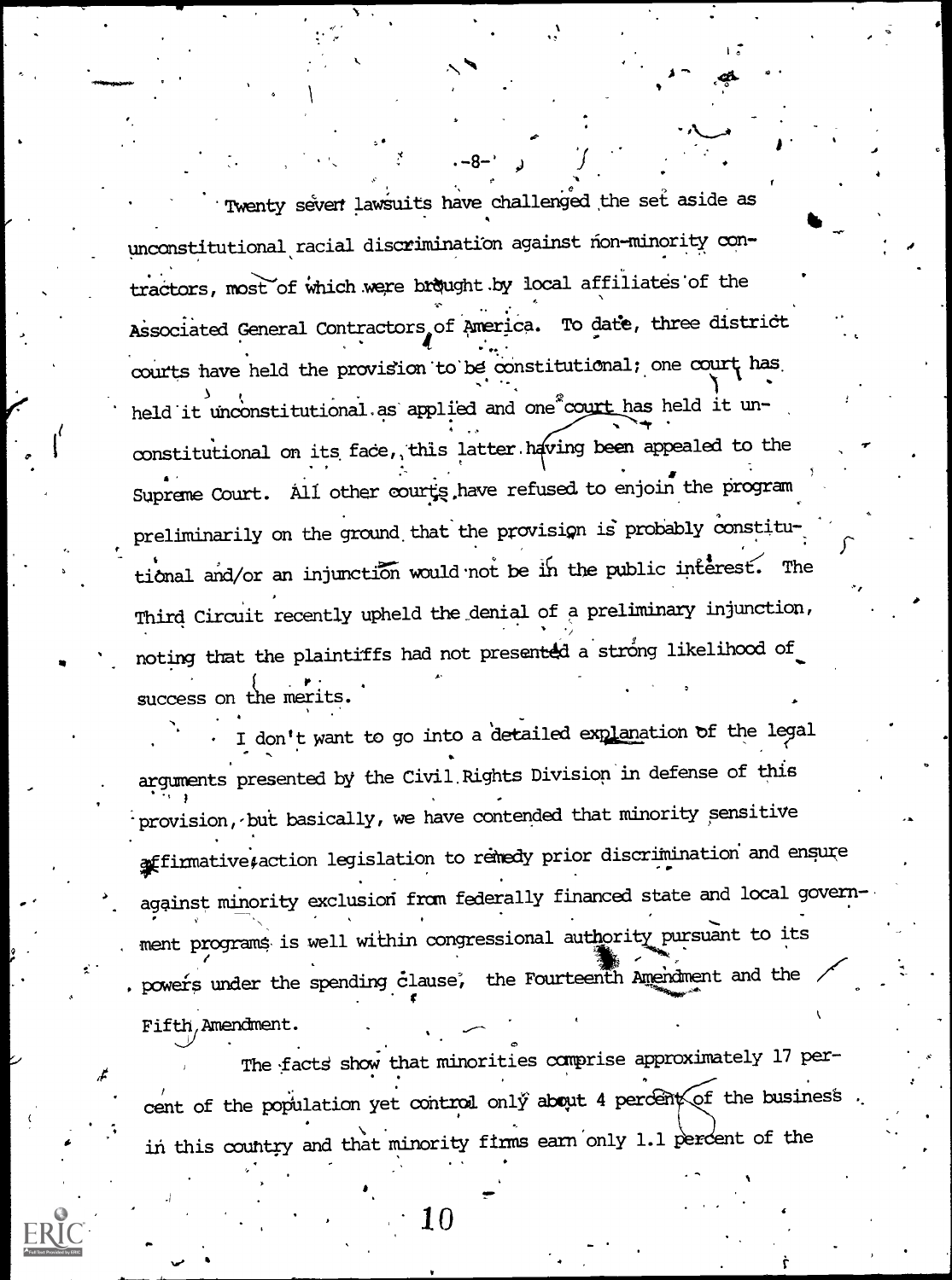Twenty severt lawsuits have challenged the set aside as unconstitutional racial discrimination against non-minority contractors, most of which were brought by local affiliates of the Associated General Contractors of America. To date, three district courts have held the provision to be constitutional; one court has held it unconstitutional as applied and one court has held it unconstitutional on its face, this latter having been appealed to the Supreme Court. All other courts have refused to enjoin the program preliminarily on the ground that the provision is probably constitutional and/or an injunction would not be in the public interest. The Third Circuit recently upheld the denial of a preliminary injunction, noting that the plaintiffs had not presented a strong likelihood of success on the merits.

I don't want to go into a detailed explanation of the legal arguments presented by the Civil Rights Division in defense of this provision, but basically, we have contended that minority sensitive affirmative action legislation to remedy prior discrimination and ensure against minority exclusion from federally financed state and local government programs is well within congressional authority pursuant to its powers under the spending clause, the Fourteenth Amendment and the Fifth Amendment.

The facts show that minorities comprise approximately 17 percent of the population yet control only about 4 percent of the business in this country and that minority firms earn only 1.1 percent of the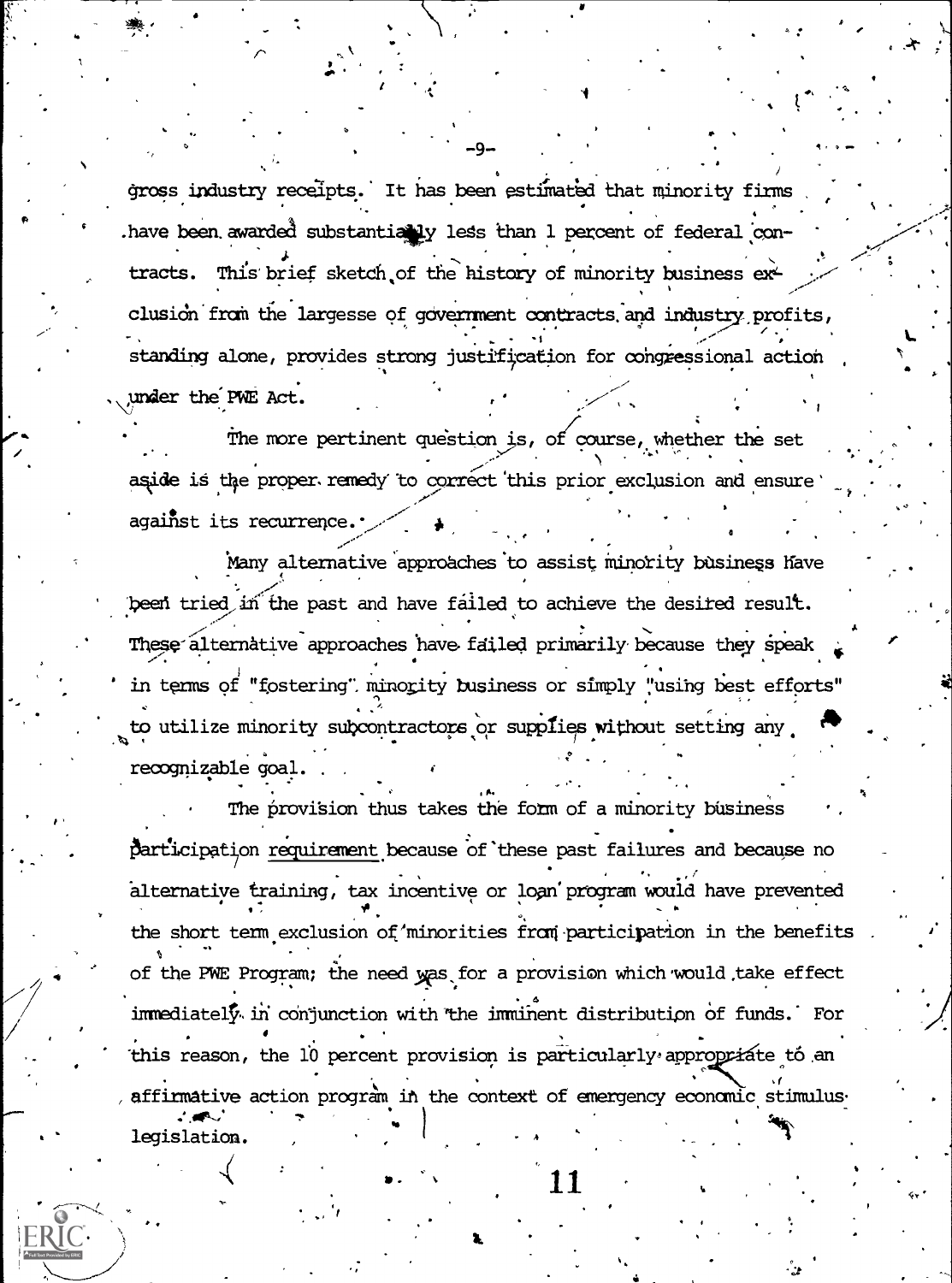gross industry receipts. It has been estimated that minority firms have been awarded substantially less than 1 percent of federal contracts. This brief sketch of the history of minority business exclusion from the largesse of government contracts and industry profits, standing alone, provides strong justification for congressional action under the PWE Act.

The more pertinent question is, of course, whether the set aside is the proper remedy to correct this prior exclusion and ensure against its recurrence.

Many alternative approaches to assist minority business have been tried in the past and have failed to achieve the desired result. These alternative approaches have failed primarily because they speak in terms of "fostering" minority business or simply "using best efforts" to utilize minority subcontractors or supplies without setting any recognizable goal.

The provision thus takes the form of a minority business participation requirement because of these past failures and because no alternative training, tax incentive or loan program would have prevented the short term exclusion of minorities from participation in the benefits of the PWE Program; the need was for a provision which would take effect immediately in conjunction with the imminent distribution of funds. For this reason, the 10 percent provision is particularly appropriate to an affirmative action program in the context of emergency economic stimulus legislation.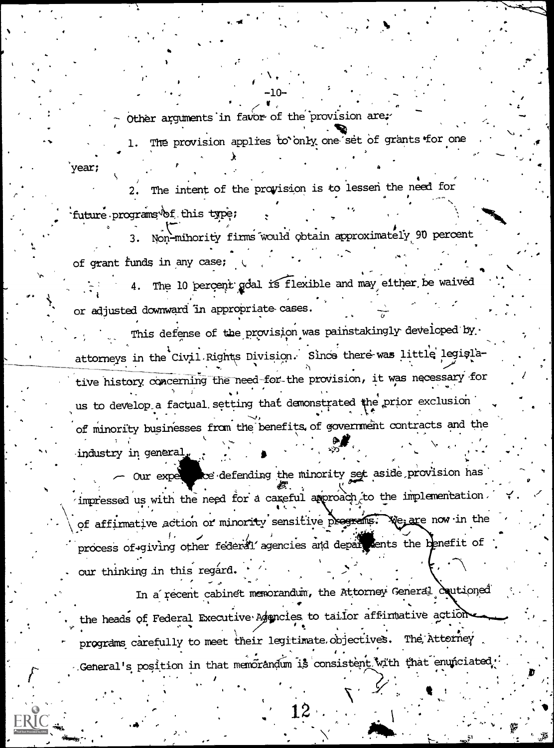Other arguments in favor of the provision are:

1. The provision applies to only one set of grants for one year;

2. The intent of the provision is to lessen the need for future programs of this type;

3. Non-minority firms would obtain approximately 90 percent of grant funds in any case;

4. The 10 percent goal is flexible and may either be waived or adjusted downward in appropriate cases.

This defense of the provision was painstakingly developed by attorneys in the Civil Rights Division. Since there was little legislative history concerning the need for the provision, it was necessary for us to develop a factual setting that demonstrated the prior exclusion of minority businesses from the benefits of government contracts and the industry in general.

Our experience defending the minority set aside provision has impressed us with the need for a careful approach to the implementation of affirmative action or minority sensitive programs. We are now in the process of giving other federal agencies and departments the benefit of our thinking in this regard.

In a recent cabinet memorandum, the Attorney General cautioned the heads of Federal Executive Agencies to tailor affirmative action programs carefully to meet their legitimate objectives. The Attorney General's position in that memorandum is consistent with that enunciated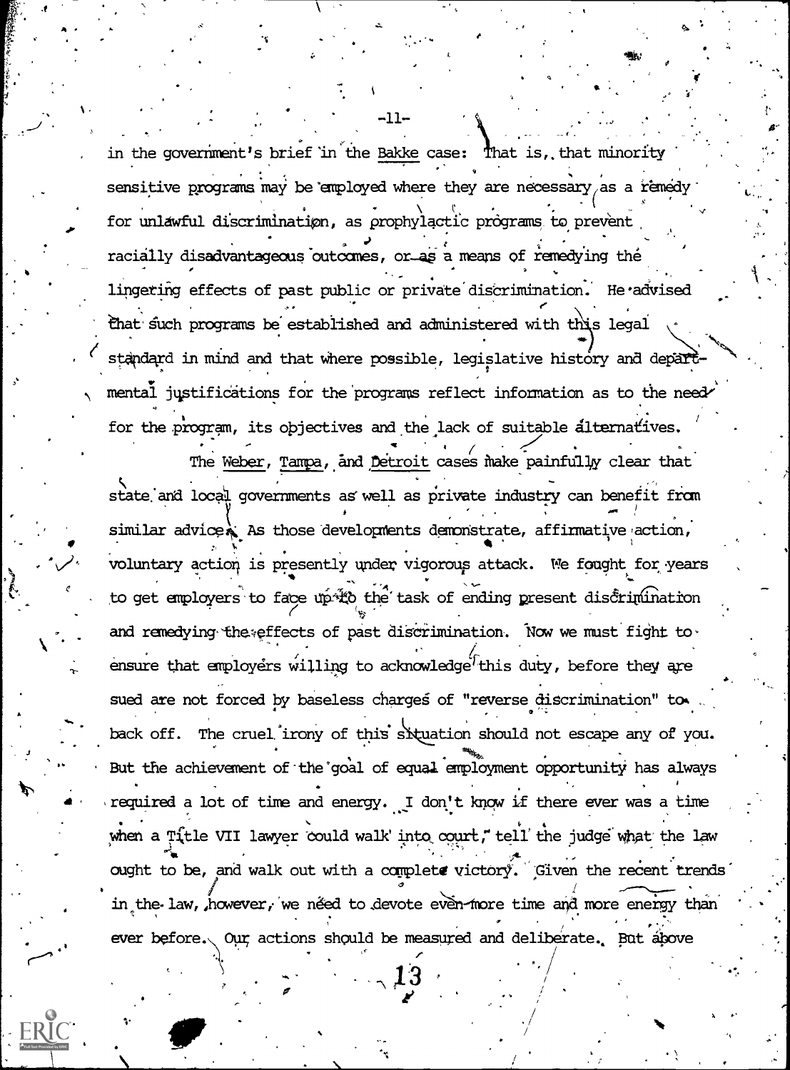in the government's brief in the *Bakke* case: That is, that minority sensitive programs may be employed where they are necessary as a remedy for unlawful discrimination, as prophylactic programs to prevent racially disadvantageous outcomes, or as a means of remedying the lingering effects of past public or private discrimination. He advised that such programs be established and administered with this legal standard in mind and that where possible, legislative history and departmental justifications for the programs reflect information as to the need for the program, its objectives and the lack of suitable alternatives.

The *Weber*, *Tampa*, and *Detroit* cases make painfully clear that state and local governments as well as private industry can benefit from similar advice. As those developments demonstrate, affirmative action, voluntary action is presently under vigorous attack. We fought for years to get employers to face up to the task of ending present discrimination and remedying the effects of past discrimination. Now we must fight to ensure that employers willing to acknowledge this duty, before they are sued are not forced by baseless charges of "reverse discrimination" to back off. The cruel irony of this situation should not escape any of you. But the achievement of the goal of equal employment opportunity has always required a lot of time and energy. I don't know if there ever was a time when a Title VII lawyer could walk into court, tell the judge what the law ought to be, and walk out with a complete victory. Given the recent trends in the law, however, we need to devote even more time and more energy than ever before. Our actions should be measured and deliberate. But above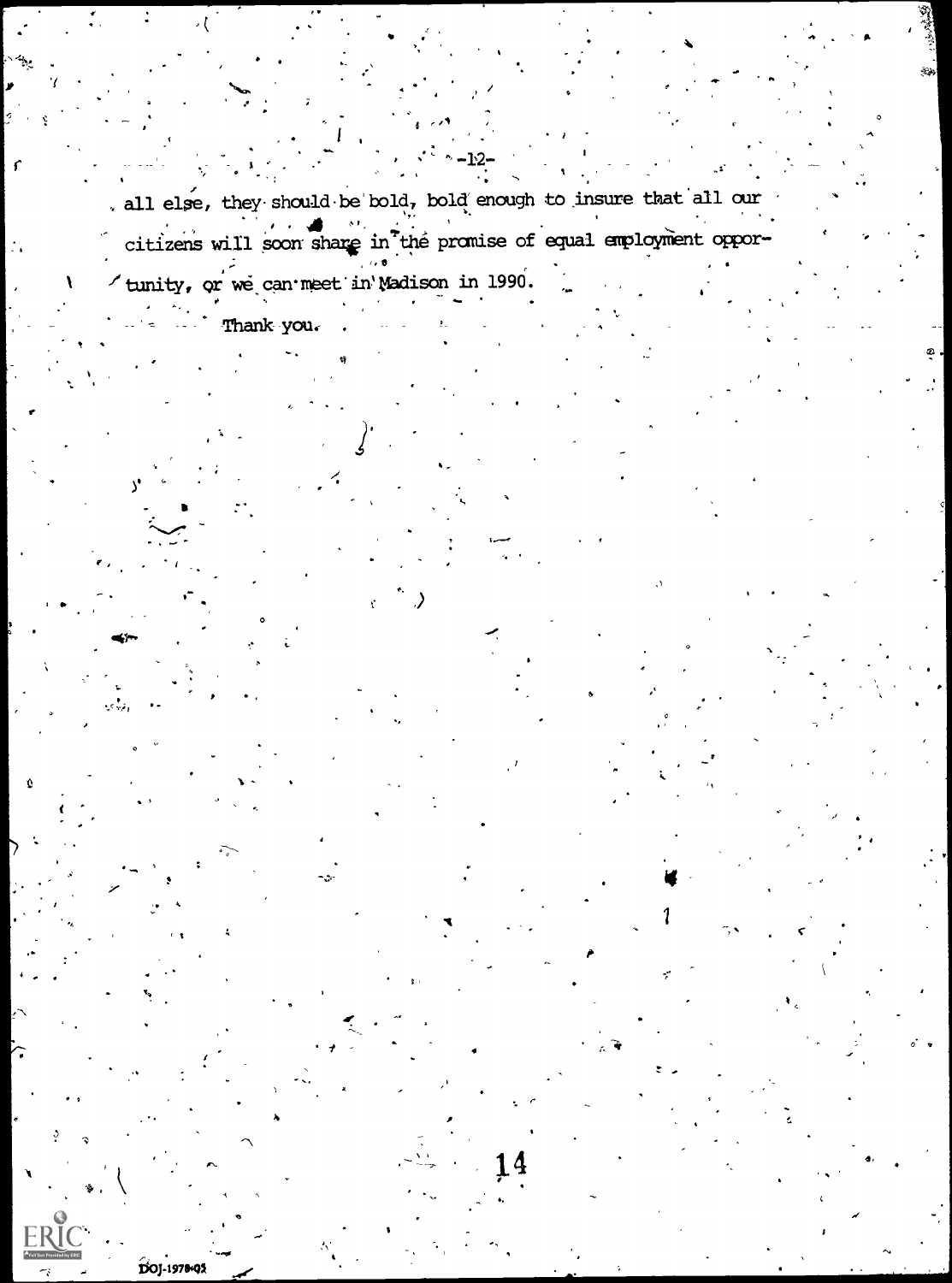all else, they should be bold, bold enough to insure that all our citizens will soon share in the promise of equal employment opportunity, or we can meet in Madison in 1990.

Thank you.